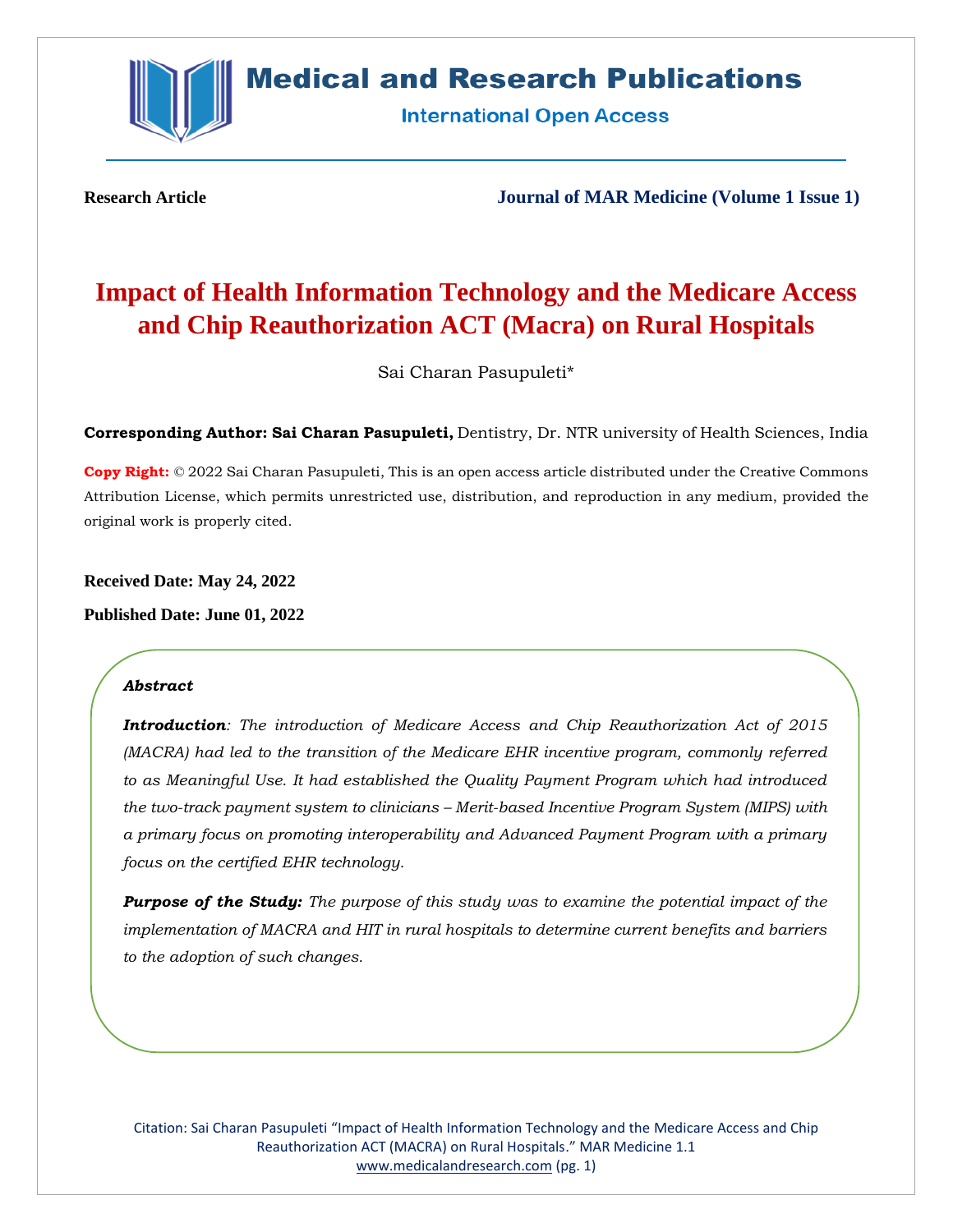**Research Article**

**Journal of MAR Medicine (Volume 1 Issue 1)**

# Impact of Health Information Technology and the Medicare Access and Chip Reauthorization ACT (Macra) on Rural Hospitals

Sai Charan Pasupuleti*

**Corresponding Author: Sai Charan Pasupuleti,** Dentistry, Dr. NTR university of Health Sciences, India

**Copy Right:** © 2022 Sai Charan Pasupuleti, This is an open access article distributed under the Creative Commons Attribution License, which permits unrestricted use, distribution, and reproduction in any medium, provided the original work is properly cited.

**Received Date: May 24, 2022**

**Published Date: June 01, 2022**

***Abstract***

***Introduction****: The introduction of Medicare Access and Chip Reauthorization Act of 2015 (MACRA) had led to the transition of the Medicare EHR incentive program, commonly referred to as Meaningful Use. It had established the Quality Payment Program which had introduced the two-track payment system to clinicians – Merit-based Incentive Program System (MIPS) with a primary focus on promoting interoperability and Advanced Payment Program with a primary focus on the certified EHR technology.*

***Purpose of the Study:*** *The purpose of this study was to examine the potential impact of the implementation of MACRA and HIT in rural hospitals to determine current benefits and barriers to the adoption of such changes.*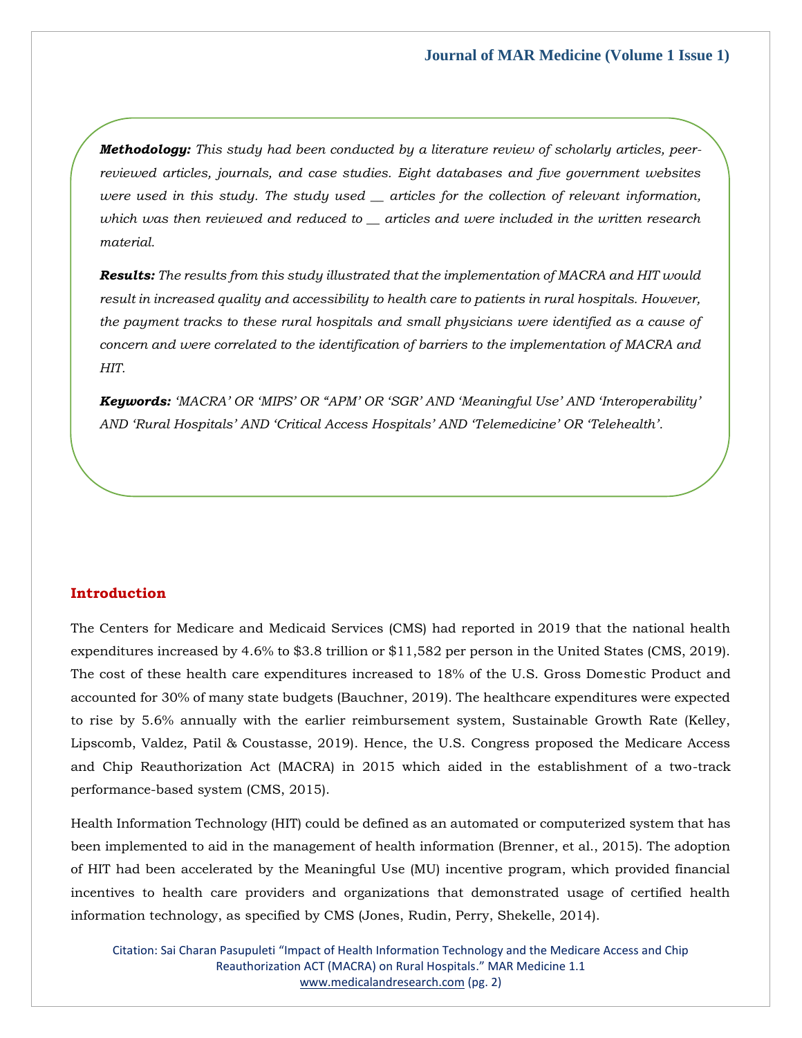***Methodology:*** *This study had been conducted by a literature review of scholarly articles, peer-reviewed articles, journals, and case studies. Eight databases and five government websites were used in this study. The study used __ articles for the collection of relevant information, which was then reviewed and reduced to __ articles and were included in the written research material.*

***Results:*** *The results from this study illustrated that the implementation of MACRA and HIT would result in increased quality and accessibility to health care to patients in rural hospitals. However, the payment tracks to these rural hospitals and small physicians were identified as a cause of concern and were correlated to the identification of barriers to the implementation of MACRA and HIT.*

***Keywords:*** *'MACRA' OR 'MIPS' OR "APM" OR 'SGR' AND 'Meaningful Use' AND 'Interoperability' AND 'Rural Hospitals' AND 'Critical Access Hospitals' AND 'Telemedicine' OR 'Telehealth'.*

## Introduction

The Centers for Medicare and Medicaid Services (CMS) had reported in 2019 that the national health expenditures increased by 4.6% to $3.8 trillion or $11,582 per person in the United States (CMS, 2019). The cost of these health care expenditures increased to 18% of the U.S. Gross Domestic Product and accounted for 30% of many state budgets (Bauchner, 2019). The healthcare expenditures were expected to rise by 5.6% annually with the earlier reimbursement system, Sustainable Growth Rate (Kelley, Lipscomb, Valdez, Patil & Coustasse, 2019). Hence, the U.S. Congress proposed the Medicare Access and Chip Reauthorization Act (MACRA) in 2015 which aided in the establishment of a two-track performance-based system (CMS, 2015).

Health Information Technology (HIT) could be defined as an automated or computerized system that has been implemented to aid in the management of health information (Brenner, et al., 2015). The adoption of HIT had been accelerated by the Meaningful Use (MU) incentive program, which provided financial incentives to health care providers and organizations that demonstrated usage of certified health information technology, as specified by CMS (Jones, Rudin, Perry, Shekelle, 2014).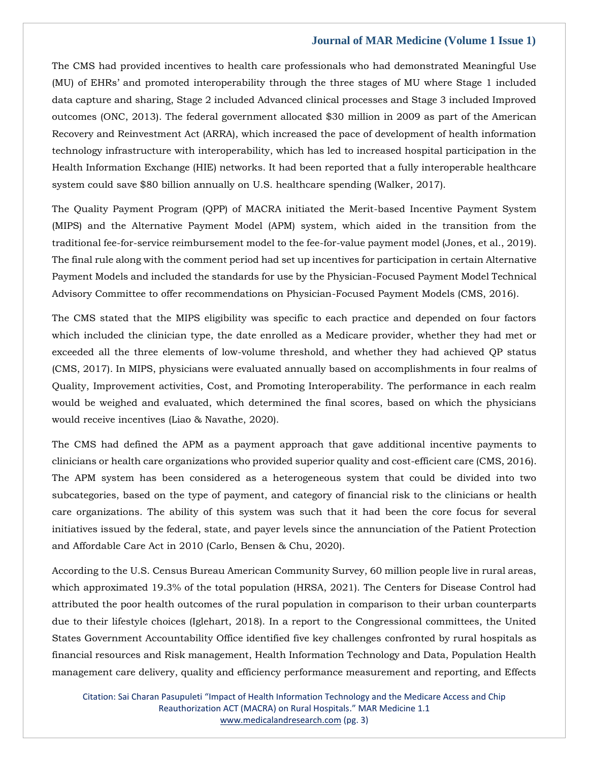The CMS had provided incentives to health care professionals who had demonstrated Meaningful Use (MU) of EHRs' and promoted interoperability through the three stages of MU where Stage 1 included data capture and sharing, Stage 2 included Advanced clinical processes and Stage 3 included Improved outcomes (ONC, 2013). The federal government allocated $30 million in 2009 as part of the American Recovery and Reinvestment Act (ARRA), which increased the pace of development of health information technology infrastructure with interoperability, which has led to increased hospital participation in the Health Information Exchange (HIE) networks. It had been reported that a fully interoperable healthcare system could save $80 billion annually on U.S. healthcare spending (Walker, 2017).

The Quality Payment Program (QPP) of MACRA initiated the Merit-based Incentive Payment System (MIPS) and the Alternative Payment Model (APM) system, which aided in the transition from the traditional fee-for-service reimbursement model to the fee-for-value payment model (Jones, et al., 2019). The final rule along with the comment period had set up incentives for participation in certain Alternative Payment Models and included the standards for use by the Physician-Focused Payment Model Technical Advisory Committee to offer recommendations on Physician-Focused Payment Models (CMS, 2016).

The CMS stated that the MIPS eligibility was specific to each practice and depended on four factors which included the clinician type, the date enrolled as a Medicare provider, whether they had met or exceeded all the three elements of low-volume threshold, and whether they had achieved QP status (CMS, 2017). In MIPS, physicians were evaluated annually based on accomplishments in four realms of Quality, Improvement activities, Cost, and Promoting Interoperability. The performance in each realm would be weighed and evaluated, which determined the final scores, based on which the physicians would receive incentives (Liao & Navathe, 2020).

The CMS had defined the APM as a payment approach that gave additional incentive payments to clinicians or health care organizations who provided superior quality and cost-efficient care (CMS, 2016). The APM system has been considered as a heterogeneous system that could be divided into two subcategories, based on the type of payment, and category of financial risk to the clinicians or health care organizations. The ability of this system was such that it had been the core focus for several initiatives issued by the federal, state, and payer levels since the annunciation of the Patient Protection and Affordable Care Act in 2010 (Carlo, Bensen & Chu, 2020).

According to the U.S. Census Bureau American Community Survey, 60 million people live in rural areas, which approximated 19.3% of the total population (HRSA, 2021). The Centers for Disease Control had attributed the poor health outcomes of the rural population in comparison to their urban counterparts due to their lifestyle choices (Iglehart, 2018). In a report to the Congressional committees, the United States Government Accountability Office identified five key challenges confronted by rural hospitals as financial resources and Risk management, Health Information Technology and Data, Population Health management care delivery, quality and efficiency performance measurement and reporting, and Effects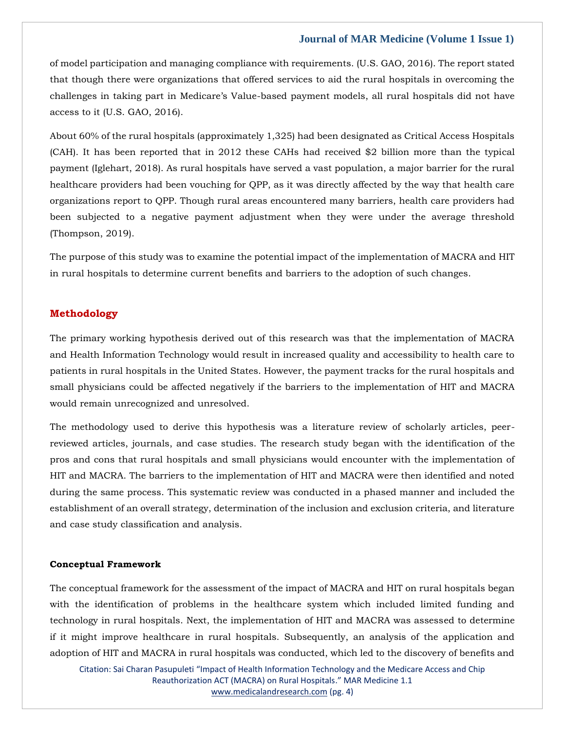of model participation and managing compliance with requirements. (U.S. GAO, 2016). The report stated that though there were organizations that offered services to aid the rural hospitals in overcoming the challenges in taking part in Medicare's Value-based payment models, all rural hospitals did not have access to it (U.S. GAO, 2016).

About 60% of the rural hospitals (approximately 1,325) had been designated as Critical Access Hospitals (CAH). It has been reported that in 2012 these CAHs had received $2 billion more than the typical payment (Iglehart, 2018). As rural hospitals have served a vast population, a major barrier for the rural healthcare providers had been vouching for QPP, as it was directly affected by the way that health care organizations report to QPP. Though rural areas encountered many barriers, health care providers had been subjected to a negative payment adjustment when they were under the average threshold (Thompson, 2019).

The purpose of this study was to examine the potential impact of the implementation of MACRA and HIT in rural hospitals to determine current benefits and barriers to the adoption of such changes.

## Methodology

The primary working hypothesis derived out of this research was that the implementation of MACRA and Health Information Technology would result in increased quality and accessibility to health care to patients in rural hospitals in the United States. However, the payment tracks for the rural hospitals and small physicians could be affected negatively if the barriers to the implementation of HIT and MACRA would remain unrecognized and unresolved.

The methodology used to derive this hypothesis was a literature review of scholarly articles, peer-reviewed articles, journals, and case studies. The research study began with the identification of the pros and cons that rural hospitals and small physicians would encounter with the implementation of HIT and MACRA. The barriers to the implementation of HIT and MACRA were then identified and noted during the same process. This systematic review was conducted in a phased manner and included the establishment of an overall strategy, determination of the inclusion and exclusion criteria, and literature and case study classification and analysis.

### Conceptual Framework

The conceptual framework for the assessment of the impact of MACRA and HIT on rural hospitals began with the identification of problems in the healthcare system which included limited funding and technology in rural hospitals. Next, the implementation of HIT and MACRA was assessed to determine if it might improve healthcare in rural hospitals. Subsequently, an analysis of the application and adoption of HIT and MACRA in rural hospitals was conducted, which led to the discovery of benefits and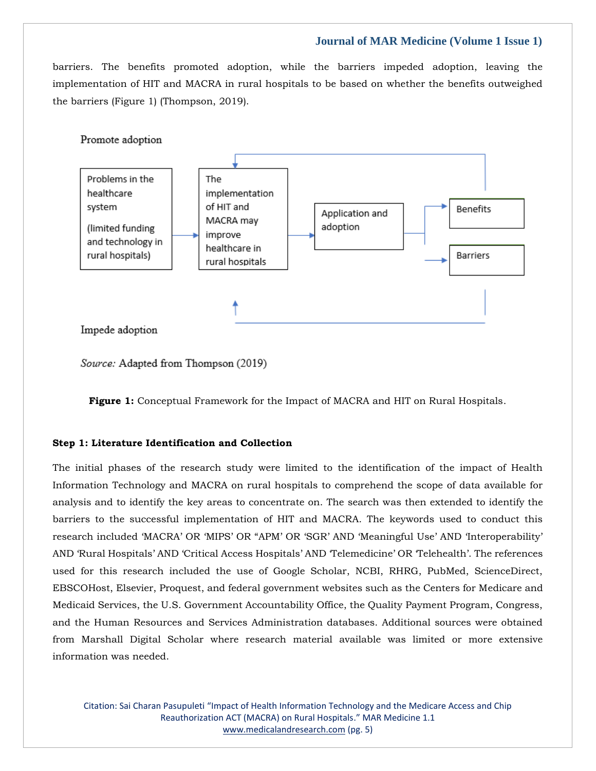barriers. The benefits promoted adoption, while the barriers impeded adoption, leaving the implementation of HIT and MACRA in rural hospitals to be based on whether the benefits outweighed the barriers (Figure 1) (Thompson, 2019).

Promote adoption

Problems in the healthcare system (limited funding and technology in rural hospitals)

The implementation of HIT and MACRA may improve healthcare in rural hospitals

Application and adoption

Benefits

Barriers

Impede adoption

*Source:* Adapted from Thompson (2019)

**Figure 1:** Conceptual Framework for the Impact of MACRA and HIT on Rural Hospitals.

#### Step 1: Literature Identification and Collection

The initial phases of the research study were limited to the identification of the impact of Health Information Technology and MACRA on rural hospitals to comprehend the scope of data available for analysis and to identify the key areas to concentrate on. The search was then extended to identify the barriers to the successful implementation of HIT and MACRA. The keywords used to conduct this research included 'MACRA' OR 'MIPS' OR "APM' OR 'SGR' AND 'Meaningful Use' AND 'Interoperability' AND 'Rural Hospitals' AND 'Critical Access Hospitals' AND 'Telemedicine' OR 'Telehealth'. The references used for this research included the use of Google Scholar, NCBI, RHRG, PubMed, ScienceDirect, EBSCOHost, Elsevier, Proquest, and federal government websites such as the Centers for Medicare and Medicaid Services, the U.S. Government Accountability Office, the Quality Payment Program, Congress, and the Human Resources and Services Administration databases. Additional sources were obtained from Marshall Digital Scholar where research material available was limited or more extensive information was needed.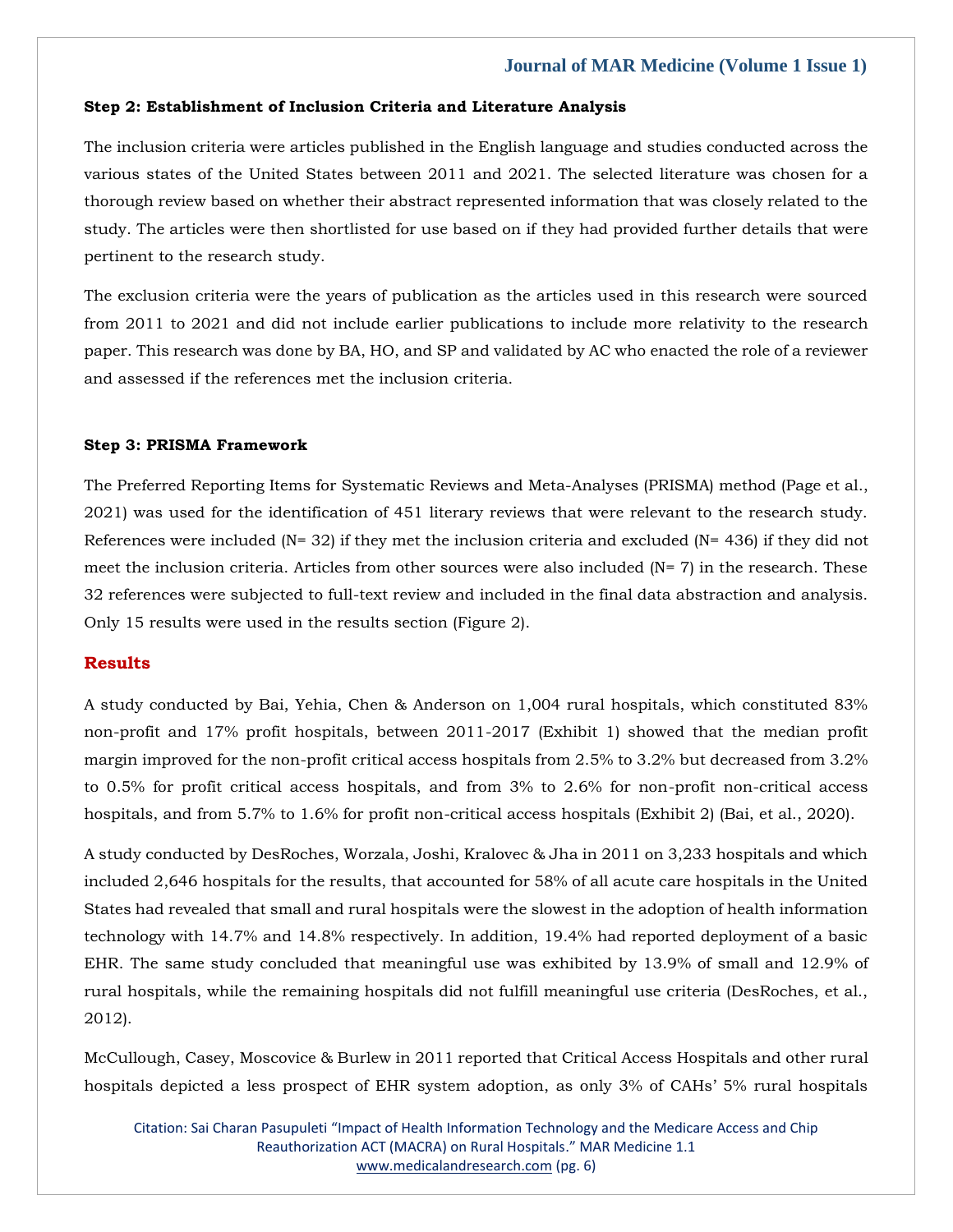**Step 2: Establishment of Inclusion Criteria and Literature Analysis**

The inclusion criteria were articles published in the English language and studies conducted across the various states of the United States between 2011 and 2021. The selected literature was chosen for a thorough review based on whether their abstract represented information that was closely related to the study. The articles were then shortlisted for use based on if they had provided further details that were pertinent to the research study.

The exclusion criteria were the years of publication as the articles used in this research were sourced from 2011 to 2021 and did not include earlier publications to include more relativity to the research paper. This research was done by BA, HO, and SP and validated by AC who enacted the role of a reviewer and assessed if the references met the inclusion criteria.

**Step 3: PRISMA Framework**

The Preferred Reporting Items for Systematic Reviews and Meta-Analyses (PRISMA) method (Page et al., 2021) was used for the identification of 451 literary reviews that were relevant to the research study. References were included (N= 32) if they met the inclusion criteria and excluded (N= 436) if they did not meet the inclusion criteria. Articles from other sources were also included (N= 7) in the research. These 32 references were subjected to full-text review and included in the final data abstraction and analysis. Only 15 results were used in the results section (Figure 2).

## Results

A study conducted by Bai, Yehia, Chen & Anderson on 1,004 rural hospitals, which constituted 83% non-profit and 17% profit hospitals, between 2011-2017 (Exhibit 1) showed that the median profit margin improved for the non-profit critical access hospitals from 2.5% to 3.2% but decreased from 3.2% to 0.5% for profit critical access hospitals, and from 3% to 2.6% for non-profit non-critical access hospitals, and from 5.7% to 1.6% for profit non-critical access hospitals (Exhibit 2) (Bai, et al., 2020).

A study conducted by DesRoches, Worzala, Joshi, Kralovec & Jha in 2011 on 3,233 hospitals and which included 2,646 hospitals for the results, that accounted for 58% of all acute care hospitals in the United States had revealed that small and rural hospitals were the slowest in the adoption of health information technology with 14.7% and 14.8% respectively. In addition, 19.4% had reported deployment of a basic EHR. The same study concluded that meaningful use was exhibited by 13.9% of small and 12.9% of rural hospitals, while the remaining hospitals did not fulfill meaningful use criteria (DesRoches, et al., 2012).

McCullough, Casey, Moscovice & Burlew in 2011 reported that Critical Access Hospitals and other rural hospitals depicted a less prospect of EHR system adoption, as only 3% of CAHs' 5% rural hospitals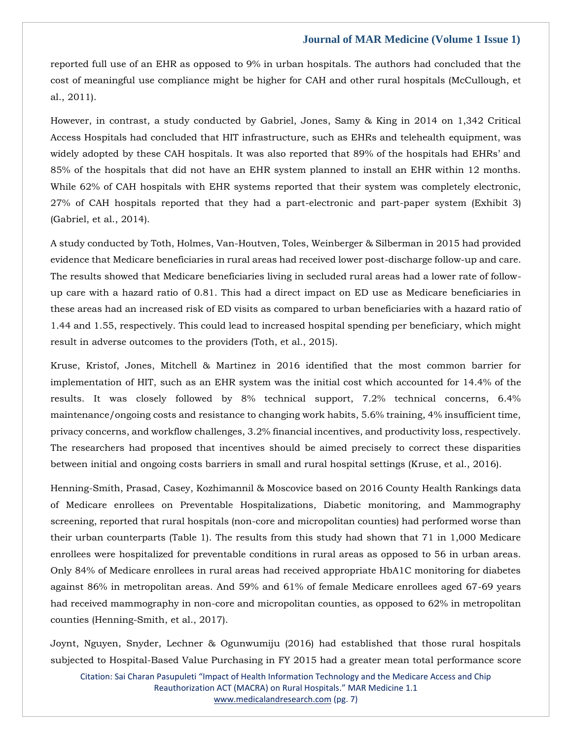reported full use of an EHR as opposed to 9% in urban hospitals. The authors had concluded that the cost of meaningful use compliance might be higher for CAH and other rural hospitals (McCullough, et al., 2011).

However, in contrast, a study conducted by Gabriel, Jones, Samy & King in 2014 on 1,342 Critical Access Hospitals had concluded that HIT infrastructure, such as EHRs and telehealth equipment, was widely adopted by these CAH hospitals. It was also reported that 89% of the hospitals had EHRs' and 85% of the hospitals that did not have an EHR system planned to install an EHR within 12 months. While 62% of CAH hospitals with EHR systems reported that their system was completely electronic, 27% of CAH hospitals reported that they had a part-electronic and part-paper system (Exhibit 3) (Gabriel, et al., 2014).

A study conducted by Toth, Holmes, Van-Houtven, Toles, Weinberger & Silberman in 2015 had provided evidence that Medicare beneficiaries in rural areas had received lower post-discharge follow-up and care. The results showed that Medicare beneficiaries living in secluded rural areas had a lower rate of follow-up care with a hazard ratio of 0.81. This had a direct impact on ED use as Medicare beneficiaries in these areas had an increased risk of ED visits as compared to urban beneficiaries with a hazard ratio of 1.44 and 1.55, respectively. This could lead to increased hospital spending per beneficiary, which might result in adverse outcomes to the providers (Toth, et al., 2015).

Kruse, Kristof, Jones, Mitchell & Martinez in 2016 identified that the most common barrier for implementation of HIT, such as an EHR system was the initial cost which accounted for 14.4% of the results. It was closely followed by 8% technical support, 7.2% technical concerns, 6.4% maintenance/ongoing costs and resistance to changing work habits, 5.6% training, 4% insufficient time, privacy concerns, and workflow challenges, 3.2% financial incentives, and productivity loss, respectively. The researchers had proposed that incentives should be aimed precisely to correct these disparities between initial and ongoing costs barriers in small and rural hospital settings (Kruse, et al., 2016).

Henning-Smith, Prasad, Casey, Kozhimannil & Moscovice based on 2016 County Health Rankings data of Medicare enrollees on Preventable Hospitalizations, Diabetic monitoring, and Mammography screening, reported that rural hospitals (non-core and micropolitan counties) had performed worse than their urban counterparts (Table 1). The results from this study had shown that 71 in 1,000 Medicare enrollees were hospitalized for preventable conditions in rural areas as opposed to 56 in urban areas. Only 84% of Medicare enrollees in rural areas had received appropriate HbA1C monitoring for diabetes against 86% in metropolitan areas. And 59% and 61% of female Medicare enrollees aged 67-69 years had received mammography in non-core and micropolitan counties, as opposed to 62% in metropolitan counties (Henning-Smith, et al., 2017).

Joynt, Nguyen, Snyder, Lechner & Ogunwumiju (2016) had established that those rural hospitals subjected to Hospital-Based Value Purchasing in FY 2015 had a greater mean total performance score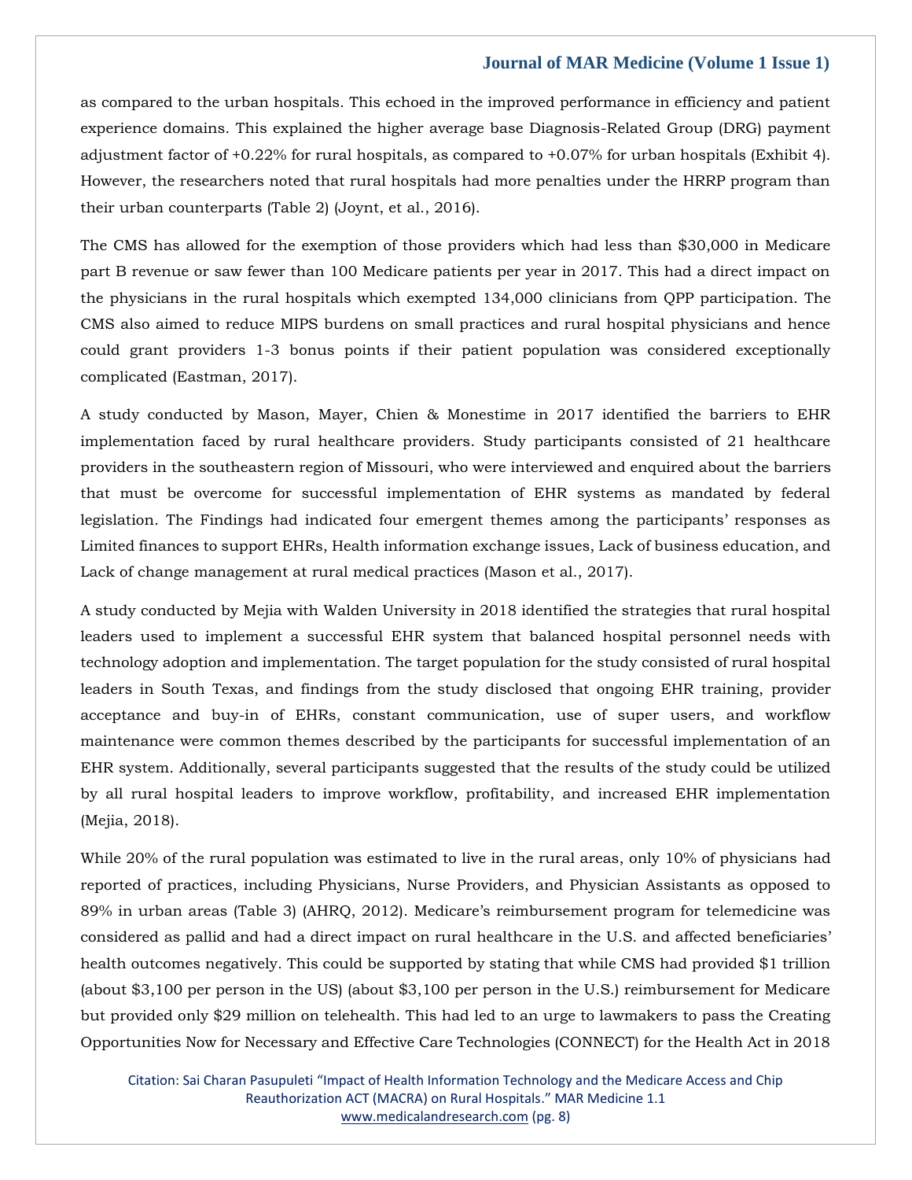as compared to the urban hospitals. This echoed in the improved performance in efficiency and patient experience domains. This explained the higher average base Diagnosis-Related Group (DRG) payment adjustment factor of +0.22% for rural hospitals, as compared to +0.07% for urban hospitals (Exhibit 4). However, the researchers noted that rural hospitals had more penalties under the HRRP program than their urban counterparts (Table 2) (Joynt, et al., 2016).

The CMS has allowed for the exemption of those providers which had less than $30,000 in Medicare part B revenue or saw fewer than 100 Medicare patients per year in 2017. This had a direct impact on the physicians in the rural hospitals which exempted 134,000 clinicians from QPP participation. The CMS also aimed to reduce MIPS burdens on small practices and rural hospital physicians and hence could grant providers 1-3 bonus points if their patient population was considered exceptionally complicated (Eastman, 2017).

A study conducted by Mason, Mayer, Chien & Monestime in 2017 identified the barriers to EHR implementation faced by rural healthcare providers. Study participants consisted of 21 healthcare providers in the southeastern region of Missouri, who were interviewed and enquired about the barriers that must be overcome for successful implementation of EHR systems as mandated by federal legislation. The Findings had indicated four emergent themes among the participants' responses as Limited finances to support EHRs, Health information exchange issues, Lack of business education, and Lack of change management at rural medical practices (Mason et al., 2017).

A study conducted by Mejia with Walden University in 2018 identified the strategies that rural hospital leaders used to implement a successful EHR system that balanced hospital personnel needs with technology adoption and implementation. The target population for the study consisted of rural hospital leaders in South Texas, and findings from the study disclosed that ongoing EHR training, provider acceptance and buy-in of EHRs, constant communication, use of super users, and workflow maintenance were common themes described by the participants for successful implementation of an EHR system. Additionally, several participants suggested that the results of the study could be utilized by all rural hospital leaders to improve workflow, profitability, and increased EHR implementation (Mejia, 2018).

While 20% of the rural population was estimated to live in the rural areas, only 10% of physicians had reported of practices, including Physicians, Nurse Providers, and Physician Assistants as opposed to 89% in urban areas (Table 3) (AHRQ, 2012). Medicare's reimbursement program for telemedicine was considered as pallid and had a direct impact on rural healthcare in the U.S. and affected beneficiaries' health outcomes negatively. This could be supported by stating that while CMS had provided $1 trillion (about $3,100 per person in the US) (about $3,100 per person in the U.S.) reimbursement for Medicare but provided only $29 million on telehealth. This had led to an urge to lawmakers to pass the Creating Opportunities Now for Necessary and Effective Care Technologies (CONNECT) for the Health Act in 2018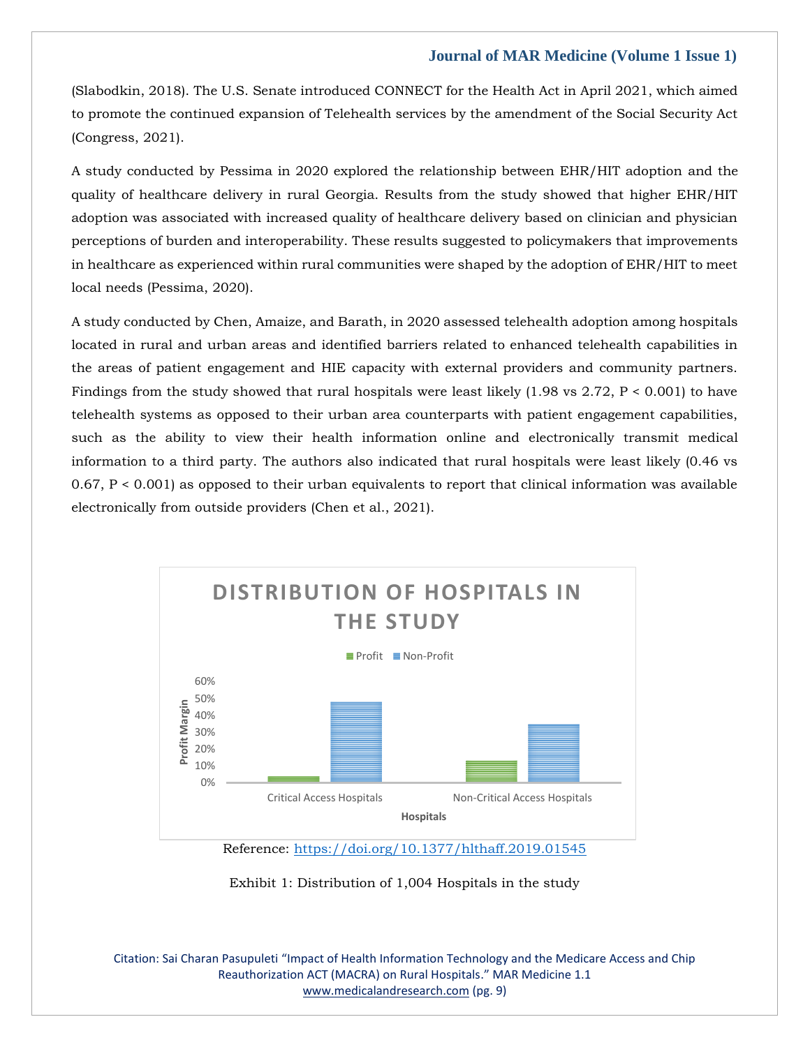(Slabodkin, 2018). The U.S. Senate introduced CONNECT for the Health Act in April 2021, which aimed to promote the continued expansion of Telehealth services by the amendment of the Social Security Act (Congress, 2021).

A study conducted by Pessima in 2020 explored the relationship between EHR/HIT adoption and the quality of healthcare delivery in rural Georgia. Results from the study showed that higher EHR/HIT adoption was associated with increased quality of healthcare delivery based on clinician and physician perceptions of burden and interoperability. These results suggested to policymakers that improvements in healthcare as experienced within rural communities were shaped by the adoption of EHR/HIT to meet local needs (Pessima, 2020).

A study conducted by Chen, Amaize, and Barath, in 2020 assessed telehealth adoption among hospitals located in rural and urban areas and identified barriers related to enhanced telehealth capabilities in the areas of patient engagement and HIE capacity with external providers and community partners. Findings from the study showed that rural hospitals were least likely (1.98 vs 2.72, $P < 0.001$) to have telehealth systems as opposed to their urban area counterparts with patient engagement capabilities, such as the ability to view their health information online and electronically transmit medical information to a third party. The authors also indicated that rural hospitals were least likely (0.46 vs 0.67, $P < 0.001$) as opposed to their urban equivalents to report that clinical information was available electronically from outside providers (Chen et al., 2021).

Reference: https://doi.org/10.1377/hlthaff.2019.01545

Exhibit 1: Distribution of 1,004 Hospitals in the study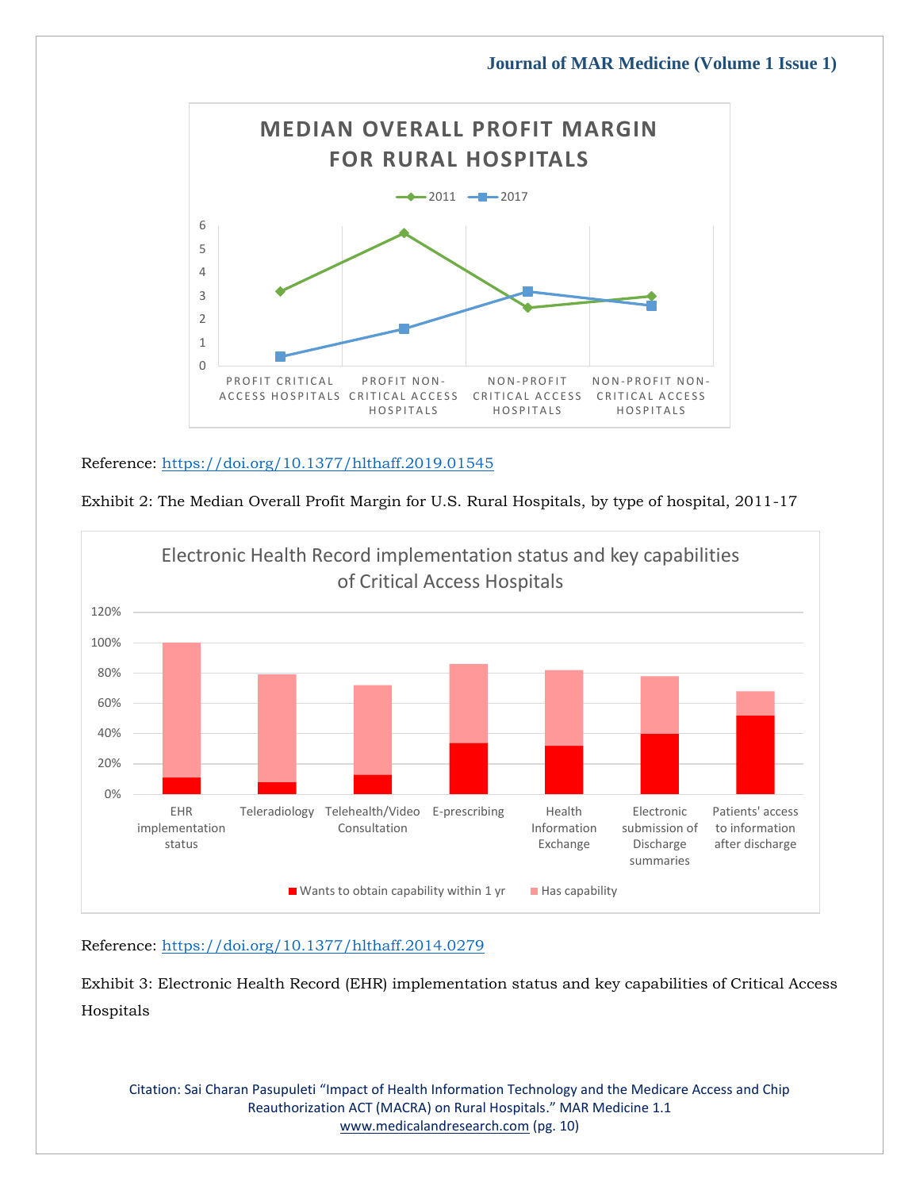Reference: https://doi.org/10.1377/hlthaff.2019.01545

Exhibit 2: The Median Overall Profit Margin for U.S. Rural Hospitals, by type of hospital, 2011-17

Reference: https://doi.org/10.1377/hlthaff.2014.0279

Exhibit 3: Electronic Health Record (EHR) implementation status and key capabilities of Critical Access Hospitals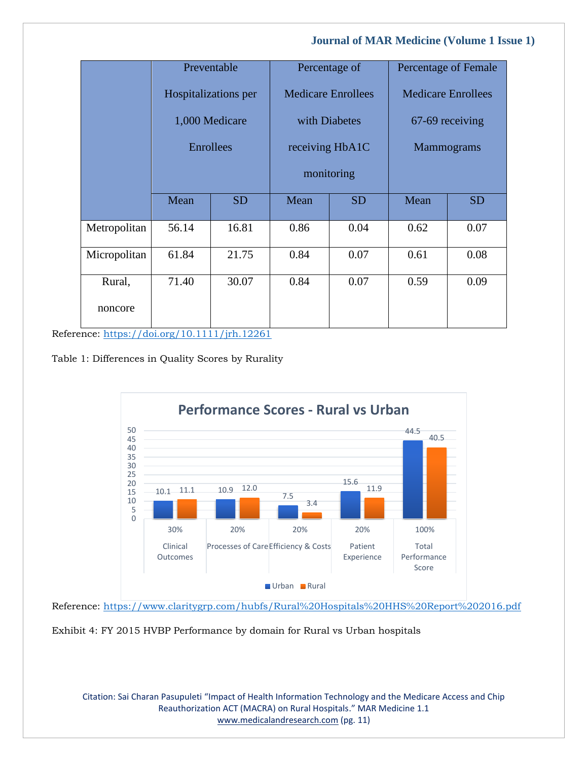| | Preventable Hospitalizations per 1,000 Medicare Enrollees | | Percentage of Medicare Enrollees with Diabetes receiving HbA1C monitoring | | Percentage of Female Medicare Enrollees 67-69 receiving Mammograms | |
|---|---|---|---|---|---|---|
| | Mean | SD | Mean | SD | Mean | SD |
| Metropolitan | 56.14 | 16.81 | 0.86 | 0.04 | 0.62 | 0.07 |
| Micropolitan | 61.84 | 21.75 | 0.84 | 0.07 | 0.61 | 0.08 |
| Rural, noncore | 71.40 | 30.07 | 0.84 | 0.07 | 0.59 | 0.09 |

Reference: https://doi.org/10.1111/jrh.12261

Table 1: Differences in Quality Scores by Rurality

**Performance Scores - Rural vs Urban**

| | 30% Clinical Outcomes | 20% Processes of Care | 20% Efficiency & Costs | 20% Patient Experience | 100% Total Performance Score |
|---|---|---|---|---|---|
| Urban | 10.1 | 10.9 | 7.5 | 15.6 | 44.5 |
| Rural | 11.1 | 12.0 | 3.4 | 11.9 | 40.5 |

Reference: https://www.claritygrp.com/hubfs/Rural%20Hospitals%20HHS%20Report%202016.pdf

Exhibit 4: FY 2015 HVBP Performance by domain for Rural vs Urban hospitals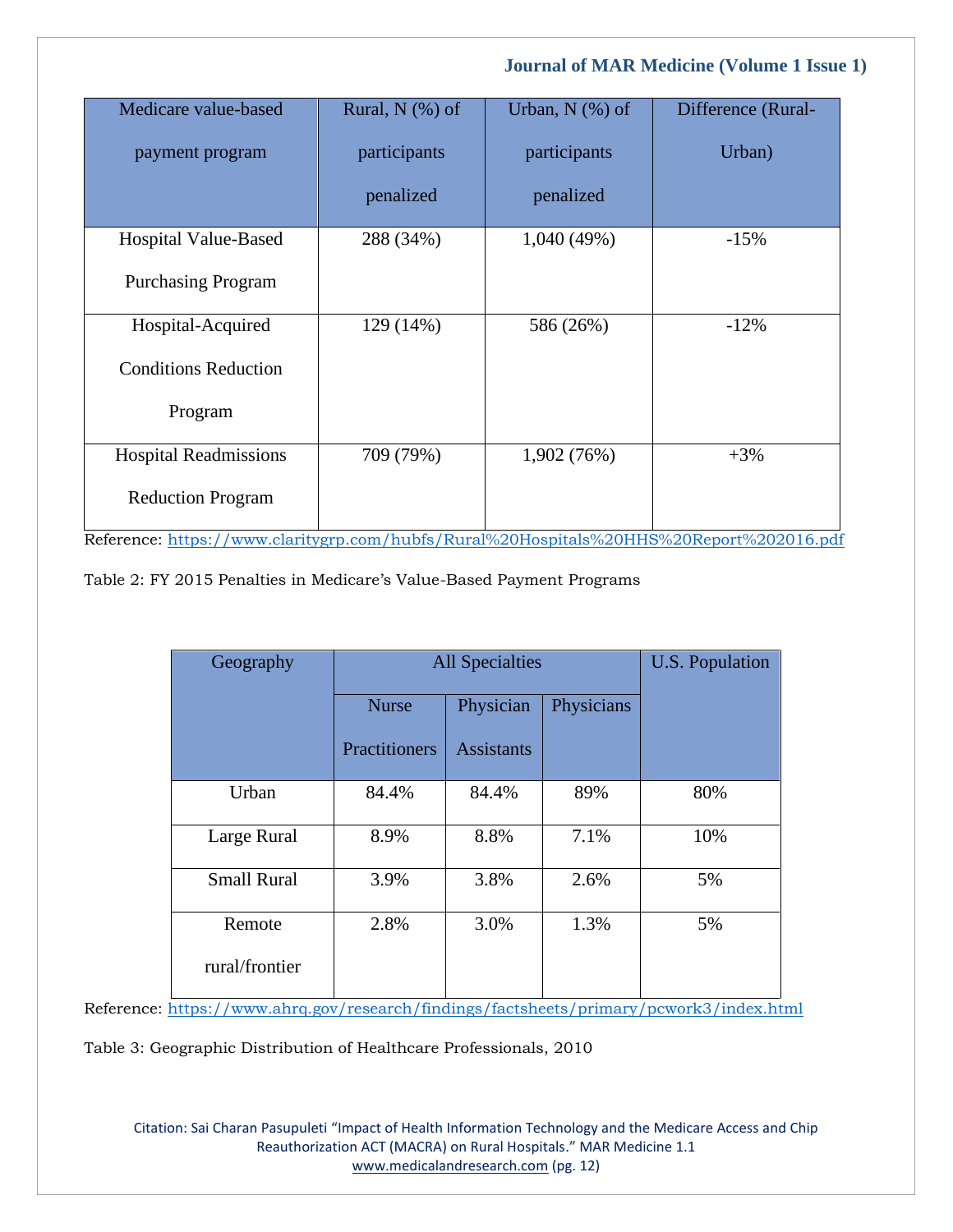| Medicare value-based payment program | Rural, N (%) of participants penalized | Urban, N (%) of participants penalized | Difference (Rural-Urban) |
|---|---|---|---|
| Hospital Value-Based Purchasing Program | 288 (34%) | 1,040 (49%) | -15% |
| Hospital-Acquired Conditions Reduction Program | 129 (14%) | 586 (26%) | -12% |
| Hospital Readmissions Reduction Program | 709 (79%) | 1,902 (76%) | +3% |

Reference: https://www.claritygrp.com/hubfs/Rural%20Hospitals%20HHS%20Report%202016.pdf

Table 2: FY 2015 Penalties in Medicare's Value-Based Payment Programs

| Geography | All Specialties | | | U.S. Population |
|---|---|---|---|---|
| | Nurse Practitioners | Physician Assistants | Physicians | |
| Urban | 84.4% | 84.4% | 89% | 80% |
| Large Rural | 8.9% | 8.8% | 7.1% | 10% |
| Small Rural | 3.9% | 3.8% | 2.6% | 5% |
| Remote rural/frontier | 2.8% | 3.0% | 1.3% | 5% |

Reference: https://www.ahrq.gov/research/findings/factsheets/primary/pcwork3/index.html

Table 3: Geographic Distribution of Healthcare Professionals, 2010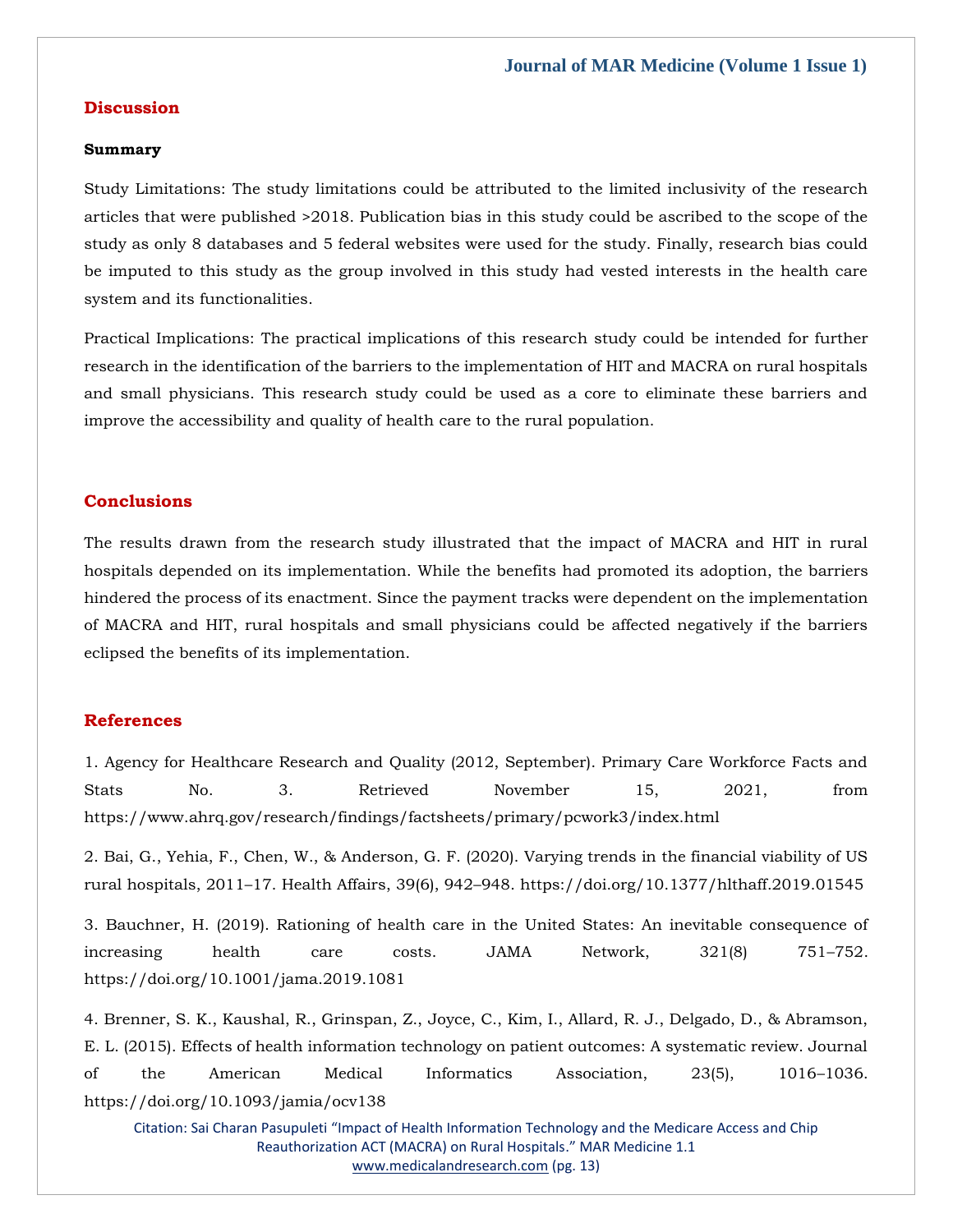## Discussion

### Summary

Study Limitations: The study limitations could be attributed to the limited inclusivity of the research articles that were published >2018. Publication bias in this study could be ascribed to the scope of the study as only 8 databases and 5 federal websites were used for the study. Finally, research bias could be imputed to this study as the group involved in this study had vested interests in the health care system and its functionalities.

Practical Implications: The practical implications of this research study could be intended for further research in the identification of the barriers to the implementation of HIT and MACRA on rural hospitals and small physicians. This research study could be used as a core to eliminate these barriers and improve the accessibility and quality of health care to the rural population.

## Conclusions

The results drawn from the research study illustrated that the impact of MACRA and HIT in rural hospitals depended on its implementation. While the benefits had promoted its adoption, the barriers hindered the process of its enactment. Since the payment tracks were dependent on the implementation of MACRA and HIT, rural hospitals and small physicians could be affected negatively if the barriers eclipsed the benefits of its implementation.

## References

1. Agency for Healthcare Research and Quality (2012, September). Primary Care Workforce Facts and Stats No. 3. Retrieved November 15, 2021, from https://www.ahrq.gov/research/findings/factsheets/primary/pcwork3/index.html

2. Bai, G., Yehia, F., Chen, W., & Anderson, G. F. (2020). Varying trends in the financial viability of US rural hospitals, 2011–17. Health Affairs, 39(6), 942–948. https://doi.org/10.1377/hlthaff.2019.01545

3. Bauchner, H. (2019). Rationing of health care in the United States: An inevitable consequence of increasing health care costs. JAMA Network, 321(8) 751–752. https://doi.org/10.1001/jama.2019.1081

4. Brenner, S. K., Kaushal, R., Grinspan, Z., Joyce, C., Kim, I., Allard, R. J., Delgado, D., & Abramson, E. L. (2015). Effects of health information technology on patient outcomes: A systematic review. Journal of the American Medical Informatics Association, 23(5), 1016–1036. https://doi.org/10.1093/jamia/ocv138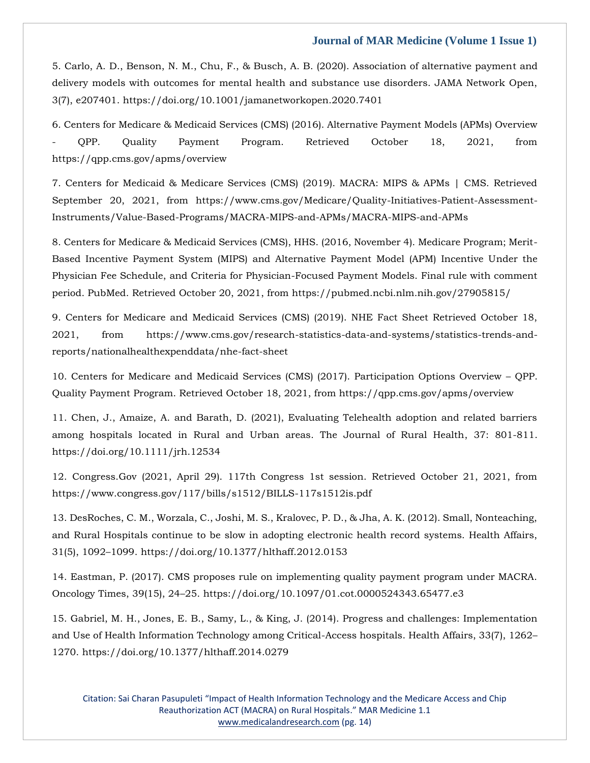5. Carlo, A. D., Benson, N. M., Chu, F., & Busch, A. B. (2020). Association of alternative payment and delivery models with outcomes for mental health and substance use disorders. JAMA Network Open, 3(7), e207401. https://doi.org/10.1001/jamanetworkopen.2020.7401

6. Centers for Medicare & Medicaid Services (CMS) (2016). Alternative Payment Models (APMs) Overview - QPP. Quality Payment Program. Retrieved October 18, 2021, from https://qpp.cms.gov/apms/overview

7. Centers for Medicaid & Medicare Services (CMS) (2019). MACRA: MIPS & APMs | CMS. Retrieved September 20, 2021, from https://www.cms.gov/Medicare/Quality-Initiatives-Patient-Assessment-Instruments/Value-Based-Programs/MACRA-MIPS-and-APMs/MACRA-MIPS-and-APMs

8. Centers for Medicare & Medicaid Services (CMS), HHS. (2016, November 4). Medicare Program; Merit-Based Incentive Payment System (MIPS) and Alternative Payment Model (APM) Incentive Under the Physician Fee Schedule, and Criteria for Physician-Focused Payment Models. Final rule with comment period. PubMed. Retrieved October 20, 2021, from https://pubmed.ncbi.nlm.nih.gov/27905815/

9. Centers for Medicare and Medicaid Services (CMS) (2019). NHE Fact Sheet Retrieved October 18, 2021, from https://www.cms.gov/research-statistics-data-and-systems/statistics-trends-and-reports/nationalhealthexpenddata/nhe-fact-sheet

10. Centers for Medicare and Medicaid Services (CMS) (2017). Participation Options Overview – QPP. Quality Payment Program. Retrieved October 18, 2021, from https://qpp.cms.gov/apms/overview

11. Chen, J., Amaize, A. and Barath, D. (2021), Evaluating Telehealth adoption and related barriers among hospitals located in Rural and Urban areas. The Journal of Rural Health, 37: 801-811. https://doi.org/10.1111/jrh.12534

12. Congress.Gov (2021, April 29). 117th Congress 1st session. Retrieved October 21, 2021, from https://www.congress.gov/117/bills/s1512/BILLS-117s1512is.pdf

13. DesRoches, C. M., Worzala, C., Joshi, M. S., Kralovec, P. D., & Jha, A. K. (2012). Small, Nonteaching, and Rural Hospitals continue to be slow in adopting electronic health record systems. Health Affairs, 31(5), 1092–1099. https://doi.org/10.1377/hlthaff.2012.0153

14. Eastman, P. (2017). CMS proposes rule on implementing quality payment program under MACRA. Oncology Times, 39(15), 24–25. https://doi.org/10.1097/01.cot.0000524343.65477.e3

15. Gabriel, M. H., Jones, E. B., Samy, L., & King, J. (2014). Progress and challenges: Implementation and Use of Health Information Technology among Critical-Access hospitals. Health Affairs, 33(7), 1262–1270. https://doi.org/10.1377/hlthaff.2014.0279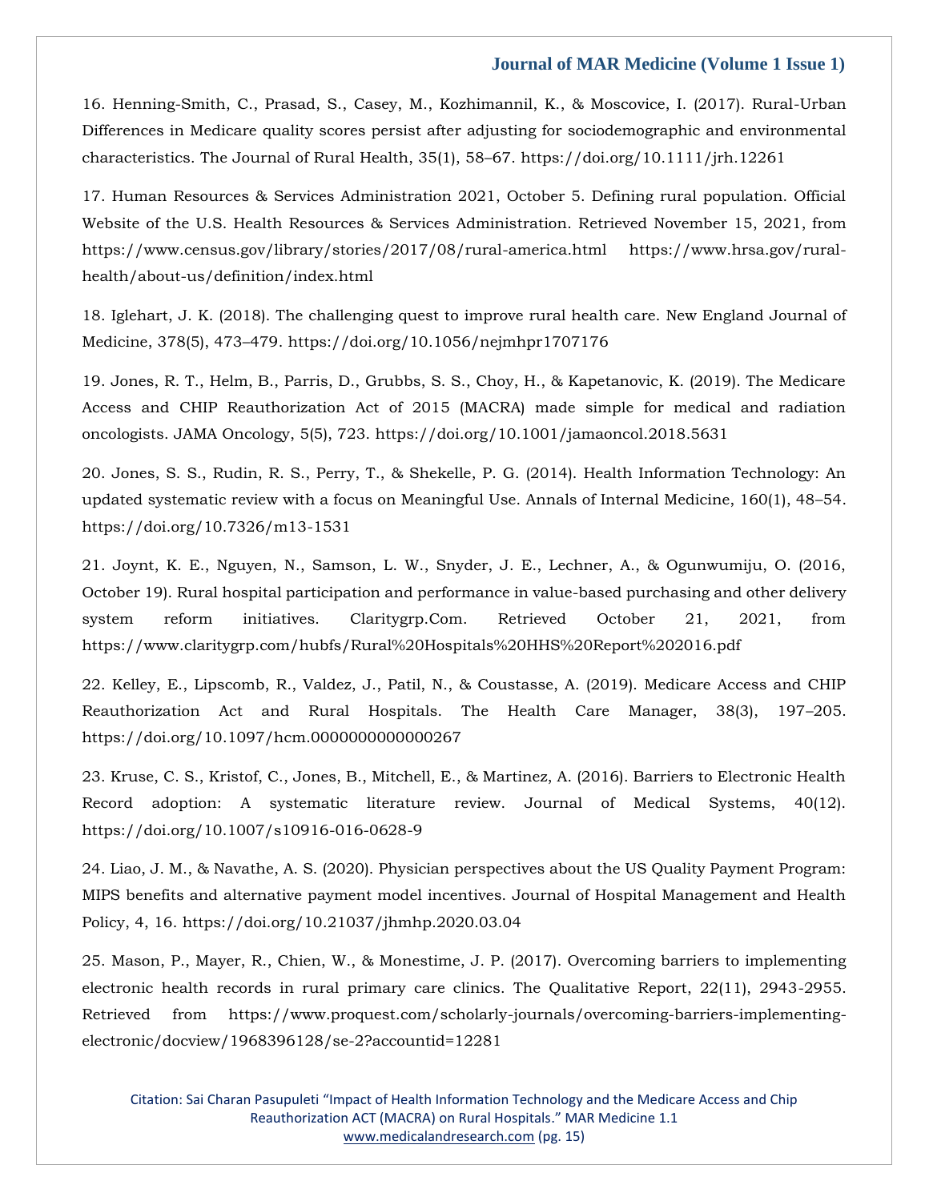16. Henning-Smith, C., Prasad, S., Casey, M., Kozhimannil, K., & Moscovice, I. (2017). Rural-Urban Differences in Medicare quality scores persist after adjusting for sociodemographic and environmental characteristics. The Journal of Rural Health, 35(1), 58–67. https://doi.org/10.1111/jrh.12261

17. Human Resources & Services Administration 2021, October 5. Defining rural population. Official Website of the U.S. Health Resources & Services Administration. Retrieved November 15, 2021, from https://www.census.gov/library/stories/2017/08/rural-america.html https://www.hrsa.gov/rural-health/about-us/definition/index.html

18. Iglehart, J. K. (2018). The challenging quest to improve rural health care. New England Journal of Medicine, 378(5), 473–479. https://doi.org/10.1056/nejmhpr1707176

19. Jones, R. T., Helm, B., Parris, D., Grubbs, S. S., Choy, H., & Kapetanovic, K. (2019). The Medicare Access and CHIP Reauthorization Act of 2015 (MACRA) made simple for medical and radiation oncologists. JAMA Oncology, 5(5), 723. https://doi.org/10.1001/jamaoncol.2018.5631

20. Jones, S. S., Rudin, R. S., Perry, T., & Shekelle, P. G. (2014). Health Information Technology: An updated systematic review with a focus on Meaningful Use. Annals of Internal Medicine, 160(1), 48–54. https://doi.org/10.7326/m13-1531

21. Joynt, K. E., Nguyen, N., Samson, L. W., Snyder, J. E., Lechner, A., & Ogunwumiju, O. (2016, October 19). Rural hospital participation and performance in value-based purchasing and other delivery system reform initiatives. Claritygrp.Com. Retrieved October 21, 2021, from https://www.claritygrp.com/hubfs/Rural%20Hospitals%20HHS%20Report%202016.pdf

22. Kelley, E., Lipscomb, R., Valdez, J., Patil, N., & Coustasse, A. (2019). Medicare Access and CHIP Reauthorization Act and Rural Hospitals. The Health Care Manager, 38(3), 197–205. https://doi.org/10.1097/hcm.0000000000000267

23. Kruse, C. S., Kristof, C., Jones, B., Mitchell, E., & Martinez, A. (2016). Barriers to Electronic Health Record adoption: A systematic literature review. Journal of Medical Systems, 40(12). https://doi.org/10.1007/s10916-016-0628-9

24. Liao, J. M., & Navathe, A. S. (2020). Physician perspectives about the US Quality Payment Program: MIPS benefits and alternative payment model incentives. Journal of Hospital Management and Health Policy, 4, 16. https://doi.org/10.21037/jhmhp.2020.03.04

25. Mason, P., Mayer, R., Chien, W., & Monestime, J. P. (2017). Overcoming barriers to implementing electronic health records in rural primary care clinics. The Qualitative Report, 22(11), 2943-2955. Retrieved from https://www.proquest.com/scholarly-journals/overcoming-barriers-implementing-electronic/docview/1968396128/se-2?accountid=12281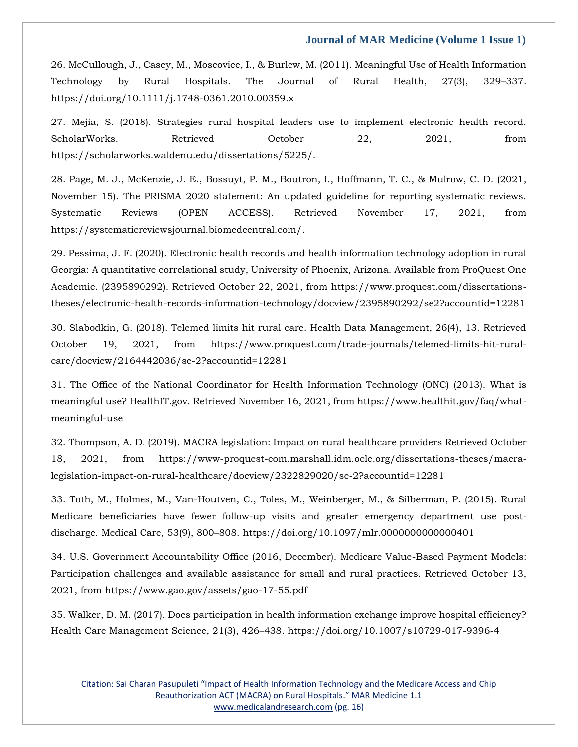26. McCullough, J., Casey, M., Moscovice, I., & Burlew, M. (2011). Meaningful Use of Health Information Technology by Rural Hospitals. The Journal of Rural Health, 27(3), 329–337. https://doi.org/10.1111/j.1748-0361.2010.00359.x

27. Mejia, S. (2018). Strategies rural hospital leaders use to implement electronic health record. ScholarWorks. Retrieved October 22, 2021, from https://scholarworks.waldenu.edu/dissertations/5225/.

28. Page, M. J., McKenzie, J. E., Bossuyt, P. M., Boutron, I., Hoffmann, T. C., & Mulrow, C. D. (2021, November 15). The PRISMA 2020 statement: An updated guideline for reporting systematic reviews. Systematic Reviews (OPEN ACCESS). Retrieved November 17, 2021, from https://systematicreviewsjournal.biomedcentral.com/.

29. Pessima, J. F. (2020). Electronic health records and health information technology adoption in rural Georgia: A quantitative correlational study, University of Phoenix, Arizona. Available from ProQuest One Academic. (2395890292). Retrieved October 22, 2021, from https://www.proquest.com/dissertations-theses/electronic-health-records-information-technology/docview/2395890292/se2?accountid=12281

30. Slabodkin, G. (2018). Telemed limits hit rural care. Health Data Management, 26(4), 13. Retrieved October 19, 2021, from https://www.proquest.com/trade-journals/telemed-limits-hit-rural-care/docview/2164442036/se-2?accountid=12281

31. The Office of the National Coordinator for Health Information Technology (ONC) (2013). What is meaningful use? HealthIT.gov. Retrieved November 16, 2021, from https://www.healthit.gov/faq/what-meaningful-use

32. Thompson, A. D. (2019). MACRA legislation: Impact on rural healthcare providers Retrieved October 18, 2021, from https://www-proquest-com.marshall.idm.oclc.org/dissertations-theses/macra-legislation-impact-on-rural-healthcare/docview/2322829020/se-2?accountid=12281

33. Toth, M., Holmes, M., Van-Houtven, C., Toles, M., Weinberger, M., & Silberman, P. (2015). Rural Medicare beneficiaries have fewer follow-up visits and greater emergency department use post-discharge. Medical Care, 53(9), 800–808. https://doi.org/10.1097/mlr.0000000000000401

34. U.S. Government Accountability Office (2016, December). Medicare Value-Based Payment Models: Participation challenges and available assistance for small and rural practices. Retrieved October 13, 2021, from https://www.gao.gov/assets/gao-17-55.pdf

35. Walker, D. M. (2017). Does participation in health information exchange improve hospital efficiency? Health Care Management Science, 21(3), 426–438. https://doi.org/10.1007/s10729-017-9396-4